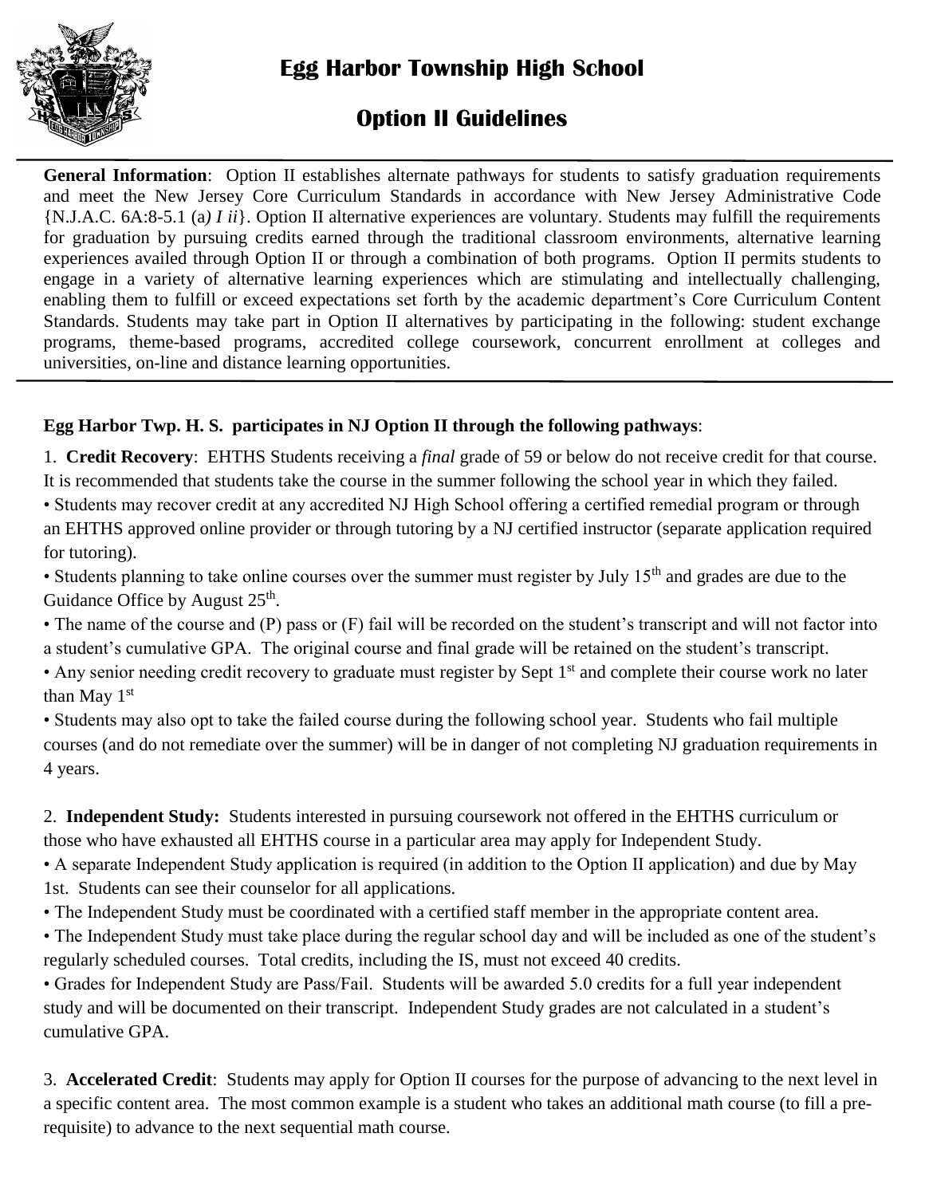# Egg Harbor Township High School

## Option II Guidelines

**General Information**: Option II establishes alternate pathways for students to satisfy graduation requirements and meet the New Jersey Core Curriculum Standards in accordance with New Jersey Administrative Code {N.J.A.C. 6A:8-5.1 (a*) I ii*}. Option II alternative experiences are voluntary. Students may fulfill the requirements for graduation by pursuing credits earned through the traditional classroom environments, alternative learning experiences availed through Option II or through a combination of both programs. Option II permits students to engage in a variety of alternative learning experiences which are stimulating and intellectually challenging, enabling them to fulfill or exceed expectations set forth by the academic department's Core Curriculum Content Standards. Students may take part in Option II alternatives by participating in the following: student exchange programs, theme-based programs, accredited college coursework, concurrent enrollment at colleges and universities, on-line and distance learning opportunities.

**Egg Harbor Twp. H. S. participates in NJ Option II through the following pathways**:

1. **Credit Recovery**: EHTHS Students receiving a *final* grade of 59 or below do not receive credit for that course. It is recommended that students take the course in the summer following the school year in which they failed.

• Students may recover credit at any accredited NJ High School offering a certified remedial program or through an EHTHS approved online provider or through tutoring by a NJ certified instructor (separate application required for tutoring).

• Students planning to take online courses over the summer must register by July 15th and grades are due to the Guidance Office by August 25th.

• The name of the course and (P) pass or (F) fail will be recorded on the student's transcript and will not factor into a student's cumulative GPA. The original course and final grade will be retained on the student's transcript.

• Any senior needing credit recovery to graduate must register by Sept 1st and complete their course work no later than May 1st

• Students may also opt to take the failed course during the following school year. Students who fail multiple courses (and do not remediate over the summer) will be in danger of not completing NJ graduation requirements in 4 years.

2. **Independent Study:** Students interested in pursuing coursework not offered in the EHTHS curriculum or those who have exhausted all EHTHS course in a particular area may apply for Independent Study.

• A separate Independent Study application is required (in addition to the Option II application) and due by May 1st. Students can see their counselor for all applications.

• The Independent Study must be coordinated with a certified staff member in the appropriate content area.

• The Independent Study must take place during the regular school day and will be included as one of the student's regularly scheduled courses. Total credits, including the IS, must not exceed 40 credits.

• Grades for Independent Study are Pass/Fail. Students will be awarded 5.0 credits for a full year independent study and will be documented on their transcript. Independent Study grades are not calculated in a student's cumulative GPA.

3. **Accelerated Credit**: Students may apply for Option II courses for the purpose of advancing to the next level in a specific content area. The most common example is a student who takes an additional math course (to fill a pre-requisite) to advance to the next sequential math course.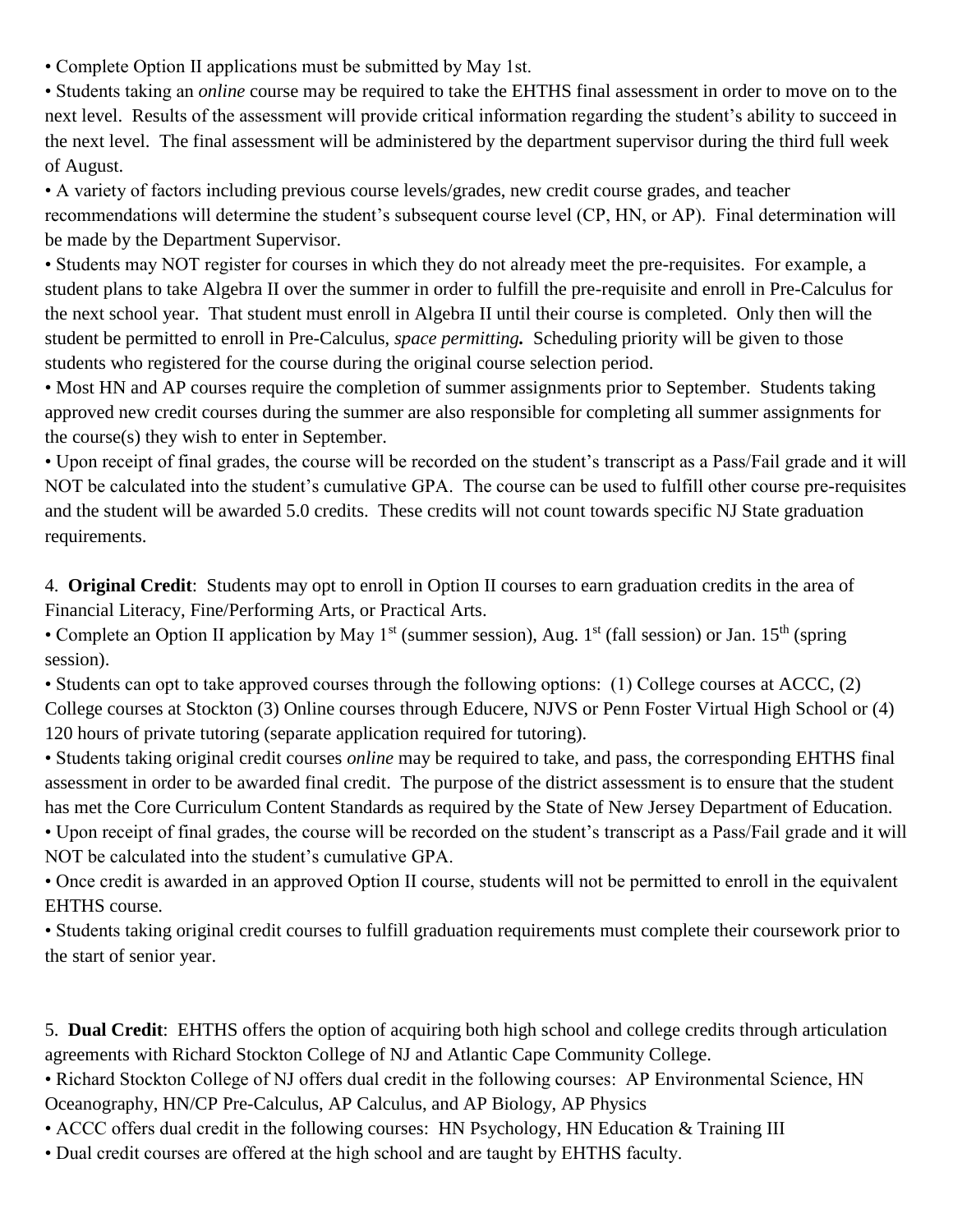• Complete Option II applications must be submitted by May 1st.

• Students taking an *online* course may be required to take the EHTHS final assessment in order to move on to the next level. Results of the assessment will provide critical information regarding the student's ability to succeed in the next level. The final assessment will be administered by the department supervisor during the third full week of August.

• A variety of factors including previous course levels/grades, new credit course grades, and teacher recommendations will determine the student's subsequent course level (CP, HN, or AP). Final determination will be made by the Department Supervisor.

• Students may NOT register for courses in which they do not already meet the pre-requisites. For example, a student plans to take Algebra II over the summer in order to fulfill the pre-requisite and enroll in Pre-Calculus for the next school year. That student must enroll in Algebra II until their course is completed. Only then will the student be permitted to enroll in Pre-Calculus, *space permitting.* Scheduling priority will be given to those students who registered for the course during the original course selection period.

• Most HN and AP courses require the completion of summer assignments prior to September. Students taking approved new credit courses during the summer are also responsible for completing all summer assignments for the course(s) they wish to enter in September.

• Upon receipt of final grades, the course will be recorded on the student's transcript as a Pass/Fail grade and it will NOT be calculated into the student's cumulative GPA. The course can be used to fulfill other course pre-requisites and the student will be awarded 5.0 credits. These credits will not count towards specific NJ State graduation requirements.

4. **Original Credit**: Students may opt to enroll in Option II courses to earn graduation credits in the area of Financial Literacy, Fine/Performing Arts, or Practical Arts.

• Complete an Option II application by May 1st (summer session), Aug. 1st (fall session) or Jan. 15th (spring session).

• Students can opt to take approved courses through the following options: (1) College courses at ACCC, (2) College courses at Stockton (3) Online courses through Educere, NJVS or Penn Foster Virtual High School or (4) 120 hours of private tutoring (separate application required for tutoring).

• Students taking original credit courses *online* may be required to take, and pass, the corresponding EHTHS final assessment in order to be awarded final credit. The purpose of the district assessment is to ensure that the student has met the Core Curriculum Content Standards as required by the State of New Jersey Department of Education.

• Upon receipt of final grades, the course will be recorded on the student's transcript as a Pass/Fail grade and it will NOT be calculated into the student's cumulative GPA.

• Once credit is awarded in an approved Option II course, students will not be permitted to enroll in the equivalent EHTHS course.

• Students taking original credit courses to fulfill graduation requirements must complete their coursework prior to the start of senior year.

5. **Dual Credit**: EHTHS offers the option of acquiring both high school and college credits through articulation agreements with Richard Stockton College of NJ and Atlantic Cape Community College.

• Richard Stockton College of NJ offers dual credit in the following courses: AP Environmental Science, HN Oceanography, HN/CP Pre-Calculus, AP Calculus, and AP Biology, AP Physics

• ACCC offers dual credit in the following courses: HN Psychology, HN Education & Training III

• Dual credit courses are offered at the high school and are taught by EHTHS faculty.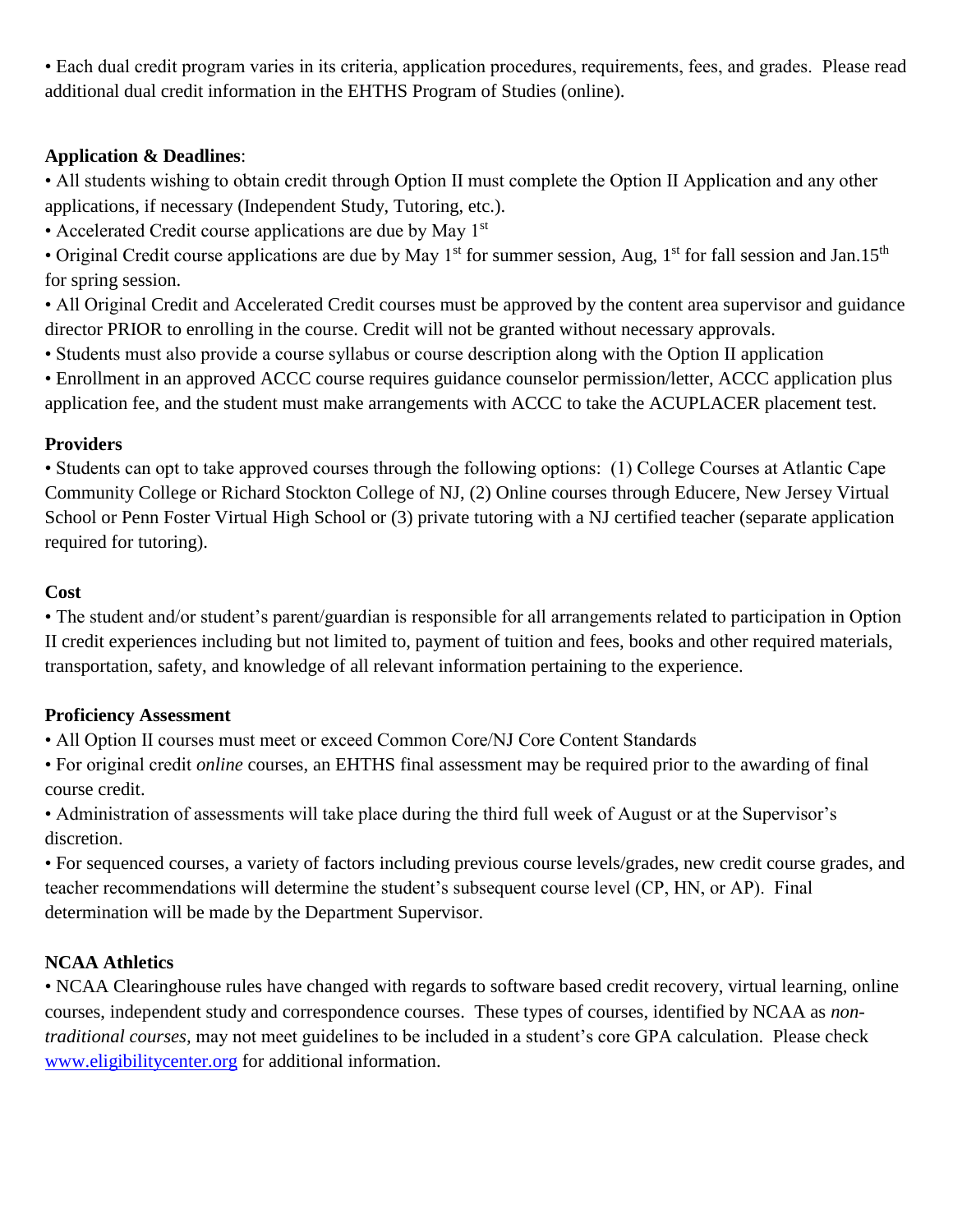• Each dual credit program varies in its criteria, application procedures, requirements, fees, and grades. Please read additional dual credit information in the EHTHS Program of Studies (online).

**Application & Deadlines**:

• All students wishing to obtain credit through Option II must complete the Option II Application and any other applications, if necessary (Independent Study, Tutoring, etc.).

• Accelerated Credit course applications are due by May 1st

• Original Credit course applications are due by May 1st for summer session, Aug, 1st for fall session and Jan.15th for spring session.

• All Original Credit and Accelerated Credit courses must be approved by the content area supervisor and guidance director PRIOR to enrolling in the course. Credit will not be granted without necessary approvals.

• Students must also provide a course syllabus or course description along with the Option II application

• Enrollment in an approved ACCC course requires guidance counselor permission/letter, ACCC application plus application fee, and the student must make arrangements with ACCC to take the ACUPLACER placement test.

**Providers**

• Students can opt to take approved courses through the following options: (1) College Courses at Atlantic Cape Community College or Richard Stockton College of NJ, (2) Online courses through Educere, New Jersey Virtual School or Penn Foster Virtual High School or (3) private tutoring with a NJ certified teacher (separate application required for tutoring).

**Cost**

• The student and/or student's parent/guardian is responsible for all arrangements related to participation in Option II credit experiences including but not limited to, payment of tuition and fees, books and other required materials, transportation, safety, and knowledge of all relevant information pertaining to the experience.

**Proficiency Assessment**

• All Option II courses must meet or exceed Common Core/NJ Core Content Standards

• For original credit *online* courses, an EHTHS final assessment may be required prior to the awarding of final course credit.

• Administration of assessments will take place during the third full week of August or at the Supervisor's discretion.

• For sequenced courses, a variety of factors including previous course levels/grades, new credit course grades, and teacher recommendations will determine the student's subsequent course level (CP, HN, or AP). Final determination will be made by the Department Supervisor.

**NCAA Athletics**

• NCAA Clearinghouse rules have changed with regards to software based credit recovery, virtual learning, online courses, independent study and correspondence courses. These types of courses, identified by NCAA as *non-traditional courses,* may not meet guidelines to be included in a student's core GPA calculation. Please check www.eligibilitycenter.org for additional information.